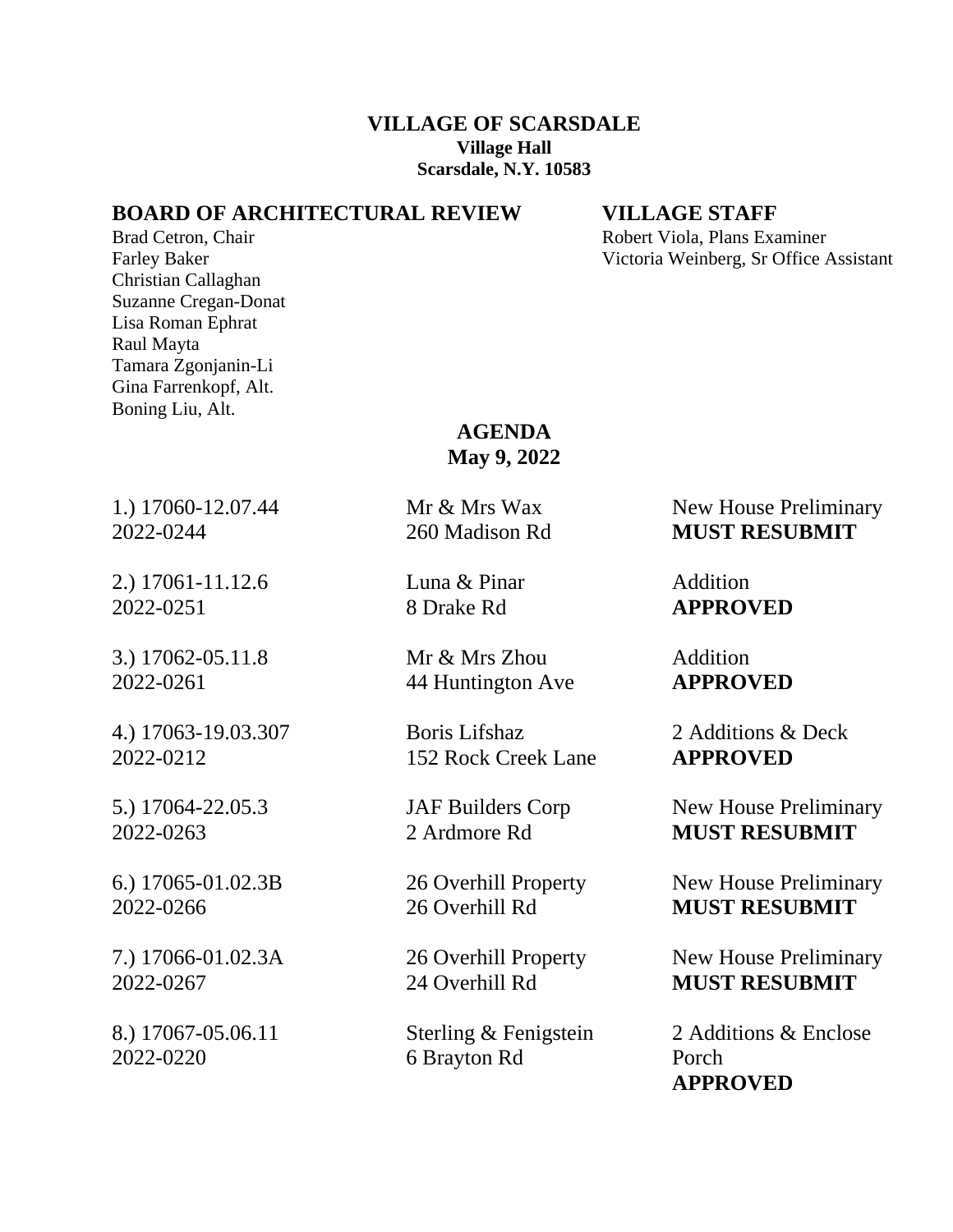# VILLAGE OF SCARSDALE

**Village Hall**
**Scarsdale, N.Y. 10583**

## BOARD OF ARCHITECTURAL REVIEW

Brad Cetron, Chair
Farley Baker
Christian Callaghan
Suzanne Cregan-Donat
Lisa Roman Ephrat
Raul Mayta
Tamara Zgonjanin-Li
Gina Farrenkopf, Alt.
Boning Liu, Alt.

## VILLAGE STAFF

Robert Viola, Plans Examiner
Victoria Weinberg, Sr Office Assistant

## AGENDA
**May 9, 2022**

| | | |
|---|---|---|
| 1.) 17060-12.07.44<br>2022-0244 | Mr & Mrs Wax<br>260 Madison Rd | New House Preliminary<br>**MUST RESUBMIT** |
| 2.) 17061-11.12.6<br>2022-0251 | Luna & Pinar<br>8 Drake Rd | Addition<br>**APPROVED** |
| 3.) 17062-05.11.8<br>2022-0261 | Mr & Mrs Zhou<br>44 Huntington Ave | Addition<br>**APPROVED** |
| 4.) 17063-19.03.307<br>2022-0212 | Boris Lifshaz<br>152 Rock Creek Lane | 2 Additions & Deck<br>**APPROVED** |
| 5.) 17064-22.05.3<br>2022-0263 | JAF Builders Corp<br>2 Ardmore Rd | New House Preliminary<br>**MUST RESUBMIT** |
| 6.) 17065-01.02.3B<br>2022-0266 | 26 Overhill Property<br>26 Overhill Rd | New House Preliminary<br>**MUST RESUBMIT** |
| 7.) 17066-01.02.3A<br>2022-0267 | 26 Overhill Property<br>24 Overhill Rd | New House Preliminary<br>**MUST RESUBMIT** |
| 8.) 17067-05.06.11<br>2022-0220 | Sterling & Fenigstein<br>6 Brayton Rd | 2 Additions & Enclose Porch<br>**APPROVED** |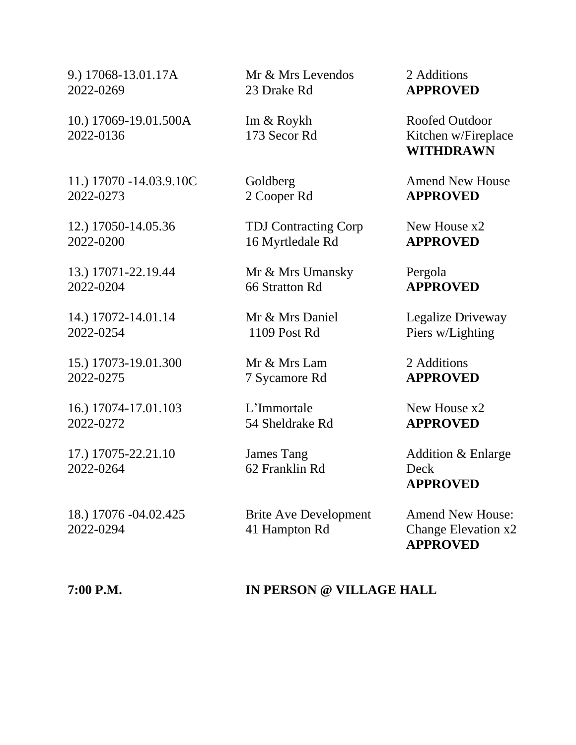| | | |
|---|---|---|
| 9.) 17068-13.01.17A<br>2022-0269 | Mr & Mrs Levendos<br>23 Drake Rd | 2 Additions<br>**APPROVED** |
| 10.) 17069-19.01.500A<br>2022-0136 | Im & Roykh<br>173 Secor Rd | Roofed Outdoor<br>Kitchen w/Fireplace<br>**WITHDRAWN** |
| 11.) 17070 -14.03.9.10C<br>2022-0273 | Goldberg<br>2 Cooper Rd | Amend New House<br>**APPROVED** |
| 12.) 17050-14.05.36<br>2022-0200 | TDJ Contracting Corp<br>16 Myrtledale Rd | New House x2<br>**APPROVED** |
| 13.) 17071-22.19.44<br>2022-0204 | Mr & Mrs Umansky<br>66 Stratton Rd | Pergola<br>**APPROVED** |
| 14.) 17072-14.01.14<br>2022-0254 | Mr & Mrs Daniel<br>1109 Post Rd | Legalize Driveway<br>Piers w/Lighting |
| 15.) 17073-19.01.300<br>2022-0275 | Mr & Mrs Lam<br>7 Sycamore Rd | 2 Additions<br>**APPROVED** |
| 16.) 17074-17.01.103<br>2022-0272 | L'Immortale<br>54 Sheldrake Rd | New House x2<br>**APPROVED** |
| 17.) 17075-22.21.10<br>2022-0264 | James Tang<br>62 Franklin Rd | Addition & Enlarge<br>Deck<br>**APPROVED** |
| 18.) 17076 -04.02.425<br>2022-0294 | Brite Ave Development<br>41 Hampton Rd | Amend New House:<br>Change Elevation x2<br>**APPROVED** |

**7:00 P.M.** **IN PERSON @ VILLAGE HALL**